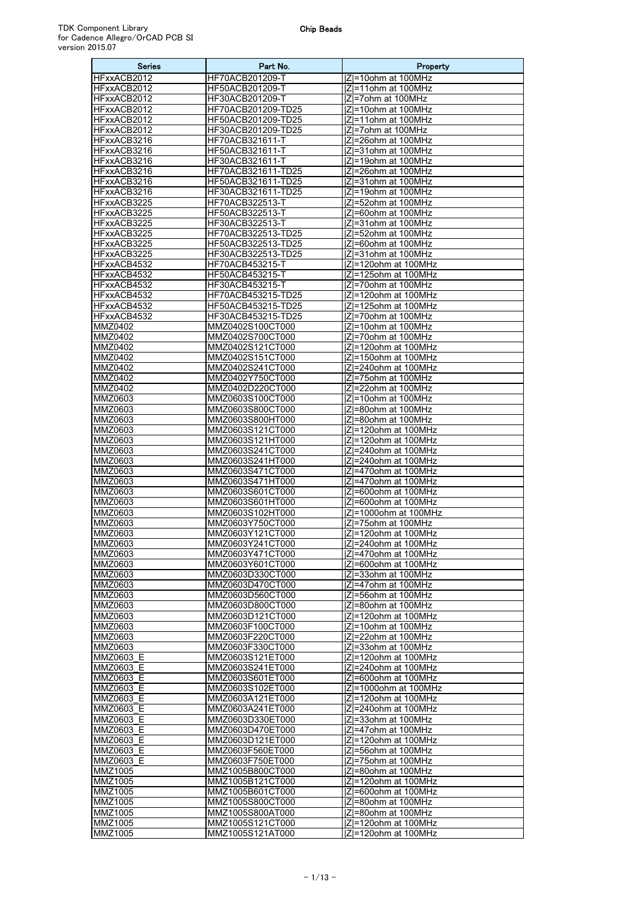TDK Component Library
for Cadence Allegro/OrCAD PCB SI
version 2015.07

# Chip Beads

| Series | Part No. | Property |
|---|---|---|
| HFxxACB2012 | HF70ACB201209-T | \|Z\|=10ohm at 100MHz |
| HFxxACB2012 | HF50ACB201209-T | \|Z\|=11ohm at 100MHz |
| HFxxACB2012 | HF30ACB201209-T | \|Z\|=7ohm at 100MHz |
| HFxxACB2012 | HF70ACB201209-TD25 | \|Z\|=10ohm at 100MHz |
| HFxxACB2012 | HF50ACB201209-TD25 | \|Z\|=11ohm at 100MHz |
| HFxxACB2012 | HF30ACB201209-TD25 | \|Z\|=7ohm at 100MHz |
| HFxxACB3216 | HF70ACB321611-T | \|Z\|=26ohm at 100MHz |
| HFxxACB3216 | HF50ACB321611-T | \|Z\|=31ohm at 100MHz |
| HFxxACB3216 | HF30ACB321611-T | \|Z\|=19ohm at 100MHz |
| HFxxACB3216 | HF70ACB321611-TD25 | \|Z\|=26ohm at 100MHz |
| HFxxACB3216 | HF50ACB321611-TD25 | \|Z\|=31ohm at 100MHz |
| HFxxACB3216 | HF30ACB321611-TD25 | \|Z\|=19ohm at 100MHz |
| HFxxACB3225 | HF70ACB322513-T | \|Z\|=52ohm at 100MHz |
| HFxxACB3225 | HF50ACB322513-T | \|Z\|=60ohm at 100MHz |
| HFxxACB3225 | HF30ACB322513-T | \|Z\|=31ohm at 100MHz |
| HFxxACB3225 | HF70ACB322513-TD25 | \|Z\|=52ohm at 100MHz |
| HFxxACB3225 | HF50ACB322513-TD25 | \|Z\|=60ohm at 100MHz |
| HFxxACB3225 | HF30ACB322513-TD25 | \|Z\|=31ohm at 100MHz |
| HFxxACB4532 | HF70ACB453215-T | \|Z\|=120ohm at 100MHz |
| HFxxACB4532 | HF50ACB453215-T | \|Z\|=125ohm at 100MHz |
| HFxxACB4532 | HF30ACB453215-T | \|Z\|=70ohm at 100MHz |
| HFxxACB4532 | HF70ACB453215-TD25 | \|Z\|=120ohm at 100MHz |
| HFxxACB4532 | HF50ACB453215-TD25 | \|Z\|=125ohm at 100MHz |
| HFxxACB4532 | HF30ACB453215-TD25 | \|Z\|=70ohm at 100MHz |
| MMZ0402 | MMZ0402S100CT000 | \|Z\|=10ohm at 100MHz |
| MMZ0402 | MMZ0402S700CT000 | \|Z\|=70ohm at 100MHz |
| MMZ0402 | MMZ0402S121CT000 | \|Z\|=120ohm at 100MHz |
| MMZ0402 | MMZ0402S151CT000 | \|Z\|=150ohm at 100MHz |
| MMZ0402 | MMZ0402S241CT000 | \|Z\|=240ohm at 100MHz |
| MMZ0402 | MMZ0402Y750CT000 | \|Z\|=75ohm at 100MHz |
| MMZ0402 | MMZ0402D220CT000 | \|Z\|=22ohm at 100MHz |
| MMZ0603 | MMZ0603S100CT000 | \|Z\|=10ohm at 100MHz |
| MMZ0603 | MMZ0603S800CT000 | \|Z\|=80ohm at 100MHz |
| MMZ0603 | MMZ0603S800HT000 | \|Z\|=80ohm at 100MHz |
| MMZ0603 | MMZ0603S121CT000 | \|Z\|=120ohm at 100MHz |
| MMZ0603 | MMZ0603S121HT000 | \|Z\|=120ohm at 100MHz |
| MMZ0603 | MMZ0603S241CT000 | \|Z\|=240ohm at 100MHz |
| MMZ0603 | MMZ0603S241HT000 | \|Z\|=240ohm at 100MHz |
| MMZ0603 | MMZ0603S471CT000 | \|Z\|=470ohm at 100MHz |
| MMZ0603 | MMZ0603S471HT000 | \|Z\|=470ohm at 100MHz |
| MMZ0603 | MMZ0603S601CT000 | \|Z\|=600ohm at 100MHz |
| MMZ0603 | MMZ0603S601HT000 | \|Z\|=600ohm at 100MHz |
| MMZ0603 | MMZ0603S102HT000 | \|Z\|=1000ohm at 100MHz |
| MMZ0603 | MMZ0603Y750CT000 | \|Z\|=75ohm at 100MHz |
| MMZ0603 | MMZ0603Y121CT000 | \|Z\|=120ohm at 100MHz |
| MMZ0603 | MMZ0603Y241CT000 | \|Z\|=240ohm at 100MHz |
| MMZ0603 | MMZ0603Y471CT000 | \|Z\|=470ohm at 100MHz |
| MMZ0603 | MMZ0603Y601CT000 | \|Z\|=600ohm at 100MHz |
| MMZ0603 | MMZ0603D330CT000 | \|Z\|=33ohm at 100MHz |
| MMZ0603 | MMZ0603D470CT000 | \|Z\|=47ohm at 100MHz |
| MMZ0603 | MMZ0603D560CT000 | \|Z\|=56ohm at 100MHz |
| MMZ0603 | MMZ0603D800CT000 | \|Z\|=80ohm at 100MHz |
| MMZ0603 | MMZ0603D121CT000 | \|Z\|=120ohm at 100MHz |
| MMZ0603 | MMZ0603F100CT000 | \|Z\|=10ohm at 100MHz |
| MMZ0603 | MMZ0603F220CT000 | \|Z\|=22ohm at 100MHz |
| MMZ0603 | MMZ0603F330CT000 | \|Z\|=33ohm at 100MHz |
| MMZ0603_E | MMZ0603S121ET000 | \|Z\|=120ohm at 100MHz |
| MMZ0603_E | MMZ0603S241ET000 | \|Z\|=240ohm at 100MHz |
| MMZ0603_E | MMZ0603S601ET000 | \|Z\|=600ohm at 100MHz |
| MMZ0603_E | MMZ0603S102ET000 | \|Z\|=1000ohm at 100MHz |
| MMZ0603_E | MMZ0603A121ET000 | \|Z\|=120ohm at 100MHz |
| MMZ0603_E | MMZ0603A241ET000 | \|Z\|=240ohm at 100MHz |
| MMZ0603_E | MMZ0603D330ET000 | \|Z\|=33ohm at 100MHz |
| MMZ0603_E | MMZ0603D470ET000 | \|Z\|=47ohm at 100MHz |
| MMZ0603_E | MMZ0603D121ET000 | \|Z\|=120ohm at 100MHz |
| MMZ0603_E | MMZ0603F560ET000 | \|Z\|=56ohm at 100MHz |
| MMZ0603_E | MMZ0603F750ET000 | \|Z\|=75ohm at 100MHz |
| MMZ1005 | MMZ1005B800CT000 | \|Z\|=80ohm at 100MHz |
| MMZ1005 | MMZ1005B121CT000 | \|Z\|=120ohm at 100MHz |
| MMZ1005 | MMZ1005B601CT000 | \|Z\|=600ohm at 100MHz |
| MMZ1005 | MMZ1005S800CT000 | \|Z\|=80ohm at 100MHz |
| MMZ1005 | MMZ1005S800AT000 | \|Z\|=80ohm at 100MHz |
| MMZ1005 | MMZ1005S121CT000 | \|Z\|=120ohm at 100MHz |
| MMZ1005 | MMZ1005S121AT000 | \|Z\|=120ohm at 100MHz |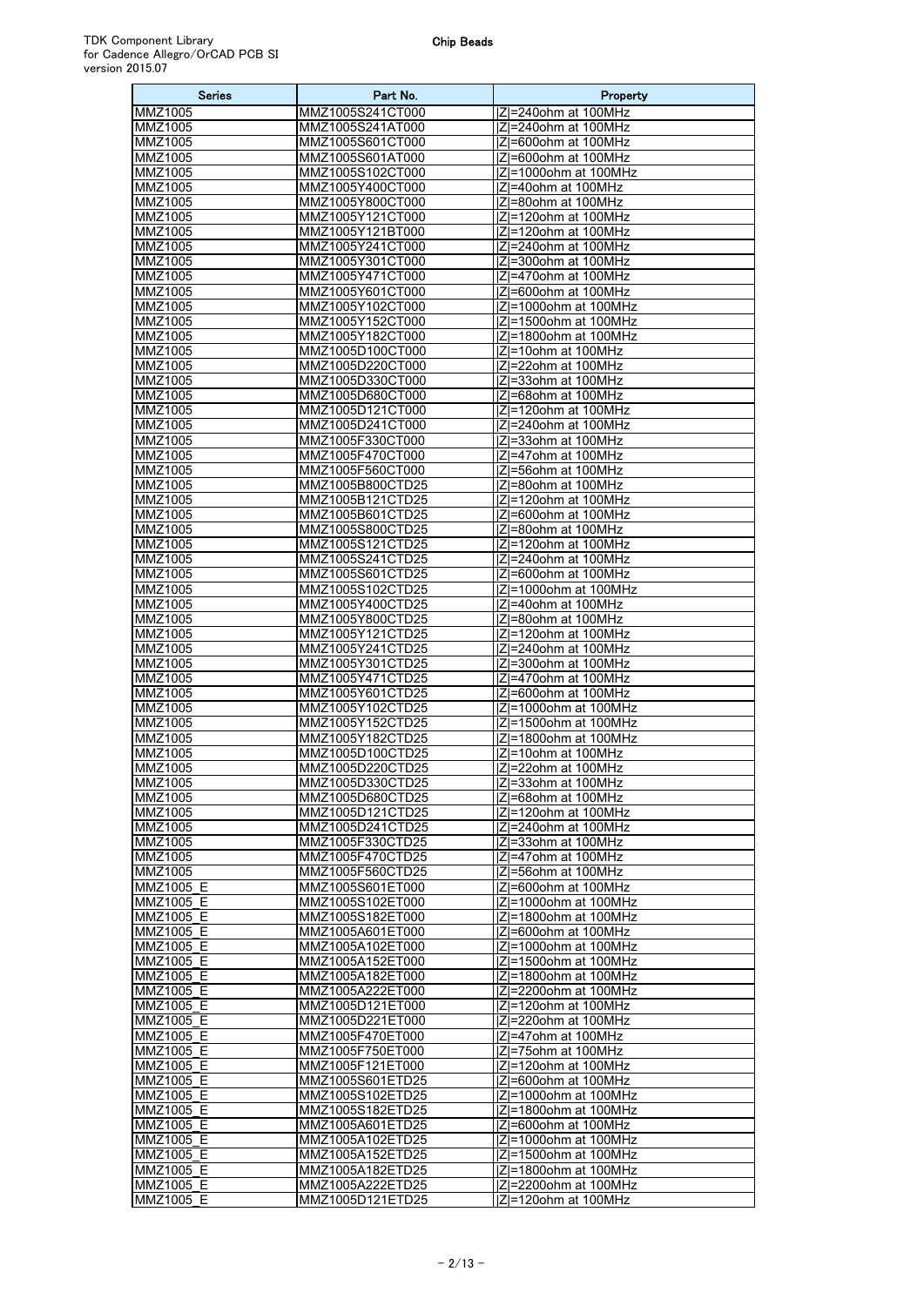| Series | Part No. | Property |
|---|---|---|
| MMZ1005 | MMZ1005S241CT000 | \|Z\|=240ohm at 100MHz |
| MMZ1005 | MMZ1005S241AT000 | \|Z\|=240ohm at 100MHz |
| MMZ1005 | MMZ1005S601CT000 | \|Z\|=600ohm at 100MHz |
| MMZ1005 | MMZ1005S601AT000 | \|Z\|=600ohm at 100MHz |
| MMZ1005 | MMZ1005S102CT000 | \|Z\|=1000ohm at 100MHz |
| MMZ1005 | MMZ1005Y400CT000 | \|Z\|=40ohm at 100MHz |
| MMZ1005 | MMZ1005Y800CT000 | \|Z\|=80ohm at 100MHz |
| MMZ1005 | MMZ1005Y121CT000 | \|Z\|=120ohm at 100MHz |
| MMZ1005 | MMZ1005Y121BT000 | \|Z\|=120ohm at 100MHz |
| MMZ1005 | MMZ1005Y241CT000 | \|Z\|=240ohm at 100MHz |
| MMZ1005 | MMZ1005Y301CT000 | \|Z\|=300ohm at 100MHz |
| MMZ1005 | MMZ1005Y471CT000 | \|Z\|=470ohm at 100MHz |
| MMZ1005 | MMZ1005Y601CT000 | \|Z\|=600ohm at 100MHz |
| MMZ1005 | MMZ1005Y102CT000 | \|Z\|=1000ohm at 100MHz |
| MMZ1005 | MMZ1005Y152CT000 | \|Z\|=1500ohm at 100MHz |
| MMZ1005 | MMZ1005Y182CT000 | \|Z\|=1800ohm at 100MHz |
| MMZ1005 | MMZ1005D100CT000 | \|Z\|=10ohm at 100MHz |
| MMZ1005 | MMZ1005D220CT000 | \|Z\|=22ohm at 100MHz |
| MMZ1005 | MMZ1005D330CT000 | \|Z\|=33ohm at 100MHz |
| MMZ1005 | MMZ1005D680CT000 | \|Z\|=68ohm at 100MHz |
| MMZ1005 | MMZ1005D121CT000 | \|Z\|=120ohm at 100MHz |
| MMZ1005 | MMZ1005D241CT000 | \|Z\|=240ohm at 100MHz |
| MMZ1005 | MMZ1005F330CT000 | \|Z\|=33ohm at 100MHz |
| MMZ1005 | MMZ1005F470CT000 | \|Z\|=47ohm at 100MHz |
| MMZ1005 | MMZ1005F560CT000 | \|Z\|=56ohm at 100MHz |
| MMZ1005 | MMZ1005B800CTD25 | \|Z\|=80ohm at 100MHz |
| MMZ1005 | MMZ1005B121CTD25 | \|Z\|=120ohm at 100MHz |
| MMZ1005 | MMZ1005B601CTD25 | \|Z\|=600ohm at 100MHz |
| MMZ1005 | MMZ1005S800CTD25 | \|Z\|=80ohm at 100MHz |
| MMZ1005 | MMZ1005S121CTD25 | \|Z\|=120ohm at 100MHz |
| MMZ1005 | MMZ1005S241CTD25 | \|Z\|=240ohm at 100MHz |
| MMZ1005 | MMZ1005S601CTD25 | \|Z\|=600ohm at 100MHz |
| MMZ1005 | MMZ1005S102CTD25 | \|Z\|=1000ohm at 100MHz |
| MMZ1005 | MMZ1005Y400CTD25 | \|Z\|=40ohm at 100MHz |
| MMZ1005 | MMZ1005Y800CTD25 | \|Z\|=80ohm at 100MHz |
| MMZ1005 | MMZ1005Y121CTD25 | \|Z\|=120ohm at 100MHz |
| MMZ1005 | MMZ1005Y241CTD25 | \|Z\|=240ohm at 100MHz |
| MMZ1005 | MMZ1005Y301CTD25 | \|Z\|=300ohm at 100MHz |
| MMZ1005 | MMZ1005Y471CTD25 | \|Z\|=470ohm at 100MHz |
| MMZ1005 | MMZ1005Y601CTD25 | \|Z\|=600ohm at 100MHz |
| MMZ1005 | MMZ1005Y102CTD25 | \|Z\|=1000ohm at 100MHz |
| MMZ1005 | MMZ1005Y152CTD25 | \|Z\|=1500ohm at 100MHz |
| MMZ1005 | MMZ1005Y182CTD25 | \|Z\|=1800ohm at 100MHz |
| MMZ1005 | MMZ1005D100CTD25 | \|Z\|=10ohm at 100MHz |
| MMZ1005 | MMZ1005D220CTD25 | \|Z\|=22ohm at 100MHz |
| MMZ1005 | MMZ1005D330CTD25 | \|Z\|=33ohm at 100MHz |
| MMZ1005 | MMZ1005D680CTD25 | \|Z\|=68ohm at 100MHz |
| MMZ1005 | MMZ1005D121CTD25 | \|Z\|=120ohm at 100MHz |
| MMZ1005 | MMZ1005D241CTD25 | \|Z\|=240ohm at 100MHz |
| MMZ1005 | MMZ1005F330CTD25 | \|Z\|=33ohm at 100MHz |
| MMZ1005 | MMZ1005F470CTD25 | \|Z\|=47ohm at 100MHz |
| MMZ1005 | MMZ1005F560CTD25 | \|Z\|=56ohm at 100MHz |
| MMZ1005_E | MMZ1005S601ET000 | \|Z\|=600ohm at 100MHz |
| MMZ1005_E | MMZ1005S102ET000 | \|Z\|=1000ohm at 100MHz |
| MMZ1005_E | MMZ1005S182ET000 | \|Z\|=1800ohm at 100MHz |
| MMZ1005_E | MMZ1005A601ET000 | \|Z\|=600ohm at 100MHz |
| MMZ1005_E | MMZ1005A102ET000 | \|Z\|=1000ohm at 100MHz |
| MMZ1005_E | MMZ1005A152ET000 | \|Z\|=1500ohm at 100MHz |
| MMZ1005_E | MMZ1005A182ET000 | \|Z\|=1800ohm at 100MHz |
| MMZ1005_E | MMZ1005A222ET000 | \|Z\|=2200ohm at 100MHz |
| MMZ1005_E | MMZ1005D121ET000 | \|Z\|=120ohm at 100MHz |
| MMZ1005_E | MMZ1005D221ET000 | \|Z\|=220ohm at 100MHz |
| MMZ1005_E | MMZ1005F470ET000 | \|Z\|=47ohm at 100MHz |
| MMZ1005_E | MMZ1005F750ET000 | \|Z\|=75ohm at 100MHz |
| MMZ1005_E | MMZ1005F121ET000 | \|Z\|=120ohm at 100MHz |
| MMZ1005_E | MMZ1005S601ETD25 | \|Z\|=600ohm at 100MHz |
| MMZ1005_E | MMZ1005S102ETD25 | \|Z\|=1000ohm at 100MHz |
| MMZ1005_E | MMZ1005S182ETD25 | \|Z\|=1800ohm at 100MHz |
| MMZ1005_E | MMZ1005A601ETD25 | \|Z\|=600ohm at 100MHz |
| MMZ1005_E | MMZ1005A102ETD25 | \|Z\|=1000ohm at 100MHz |
| MMZ1005_E | MMZ1005A152ETD25 | \|Z\|=1500ohm at 100MHz |
| MMZ1005_E | MMZ1005A182ETD25 | \|Z\|=1800ohm at 100MHz |
| MMZ1005_E | MMZ1005A222ETD25 | \|Z\|=2200ohm at 100MHz |
| MMZ1005_E | MMZ1005D121ETD25 | \|Z\|=120ohm at 100MHz |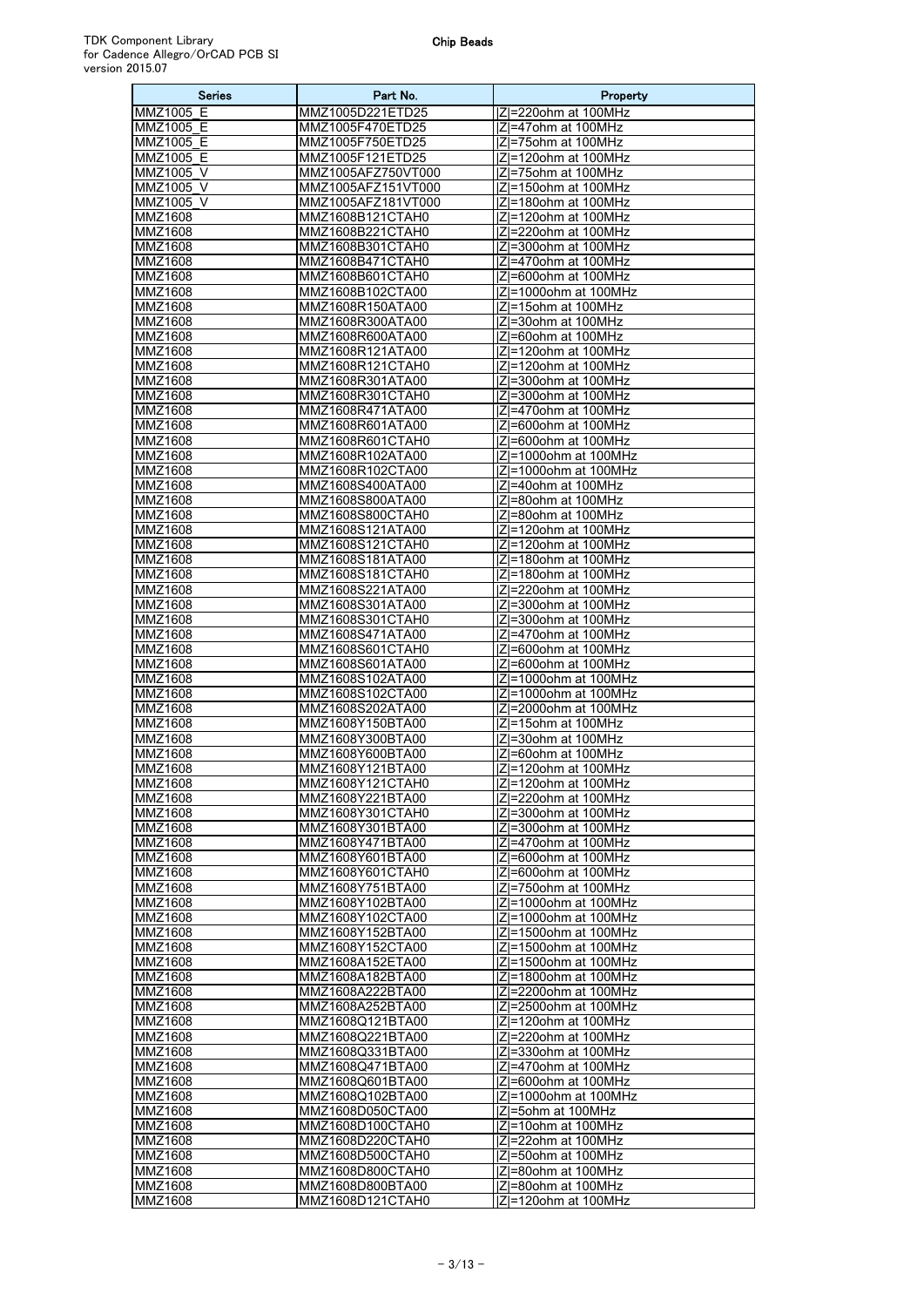| Series | Part No. | Property |
|---|---|---|
| MMZ1005_E | MMZ1005D221ETD25 | \|Z\|=220ohm at 100MHz |
| MMZ1005_E | MMZ1005F470ETD25 | \|Z\|=47ohm at 100MHz |
| MMZ1005_E | MMZ1005F750ETD25 | \|Z\|=75ohm at 100MHz |
| MMZ1005_E | MMZ1005F121ETD25 | \|Z\|=120ohm at 100MHz |
| MMZ1005_V | MMZ1005AFZ750VT000 | \|Z\|=75ohm at 100MHz |
| MMZ1005_V | MMZ1005AFZ151VT000 | \|Z\|=150ohm at 100MHz |
| MMZ1005_V | MMZ1005AFZ181VT000 | \|Z\|=180ohm at 100MHz |
| MMZ1608 | MMZ1608B121CTAH0 | \|Z\|=120ohm at 100MHz |
| MMZ1608 | MMZ1608B221CTAH0 | \|Z\|=220ohm at 100MHz |
| MMZ1608 | MMZ1608B301CTAH0 | \|Z\|=300ohm at 100MHz |
| MMZ1608 | MMZ1608B471CTAH0 | \|Z\|=470ohm at 100MHz |
| MMZ1608 | MMZ1608B601CTAH0 | \|Z\|=600ohm at 100MHz |
| MMZ1608 | MMZ1608B102CTA00 | \|Z\|=1000ohm at 100MHz |
| MMZ1608 | MMZ1608R150ATA00 | \|Z\|=15ohm at 100MHz |
| MMZ1608 | MMZ1608R300ATA00 | \|Z\|=30ohm at 100MHz |
| MMZ1608 | MMZ1608R600ATA00 | \|Z\|=60ohm at 100MHz |
| MMZ1608 | MMZ1608R121ATA00 | \|Z\|=120ohm at 100MHz |
| MMZ1608 | MMZ1608R121CTAH0 | \|Z\|=120ohm at 100MHz |
| MMZ1608 | MMZ1608R301ATA00 | \|Z\|=300ohm at 100MHz |
| MMZ1608 | MMZ1608R301CTAH0 | \|Z\|=300ohm at 100MHz |
| MMZ1608 | MMZ1608R471ATA00 | \|Z\|=470ohm at 100MHz |
| MMZ1608 | MMZ1608R601ATA00 | \|Z\|=600ohm at 100MHz |
| MMZ1608 | MMZ1608R601CTAH0 | \|Z\|=600ohm at 100MHz |
| MMZ1608 | MMZ1608R102ATA00 | \|Z\|=1000ohm at 100MHz |
| MMZ1608 | MMZ1608R102CTA00 | \|Z\|=1000ohm at 100MHz |
| MMZ1608 | MMZ1608S400ATA00 | \|Z\|=40ohm at 100MHz |
| MMZ1608 | MMZ1608S800ATA00 | \|Z\|=80ohm at 100MHz |
| MMZ1608 | MMZ1608S800CTAH0 | \|Z\|=80ohm at 100MHz |
| MMZ1608 | MMZ1608S121ATA00 | \|Z\|=120ohm at 100MHz |
| MMZ1608 | MMZ1608S121CTAH0 | \|Z\|=120ohm at 100MHz |
| MMZ1608 | MMZ1608S181ATA00 | \|Z\|=180ohm at 100MHz |
| MMZ1608 | MMZ1608S181CTAH0 | \|Z\|=180ohm at 100MHz |
| MMZ1608 | MMZ1608S221ATA00 | \|Z\|=220ohm at 100MHz |
| MMZ1608 | MMZ1608S301ATA00 | \|Z\|=300ohm at 100MHz |
| MMZ1608 | MMZ1608S301CTAH0 | \|Z\|=300ohm at 100MHz |
| MMZ1608 | MMZ1608S471ATA00 | \|Z\|=470ohm at 100MHz |
| MMZ1608 | MMZ1608S601CTAH0 | \|Z\|=600ohm at 100MHz |
| MMZ1608 | MMZ1608S601ATA00 | \|Z\|=600ohm at 100MHz |
| MMZ1608 | MMZ1608S102ATA00 | \|Z\|=1000ohm at 100MHz |
| MMZ1608 | MMZ1608S102CTA00 | \|Z\|=1000ohm at 100MHz |
| MMZ1608 | MMZ1608S202ATA00 | \|Z\|=2000ohm at 100MHz |
| MMZ1608 | MMZ1608Y150BTA00 | \|Z\|=15ohm at 100MHz |
| MMZ1608 | MMZ1608Y300BTA00 | \|Z\|=30ohm at 100MHz |
| MMZ1608 | MMZ1608Y600BTA00 | \|Z\|=60ohm at 100MHz |
| MMZ1608 | MMZ1608Y121BTA00 | \|Z\|=120ohm at 100MHz |
| MMZ1608 | MMZ1608Y121CTAH0 | \|Z\|=120ohm at 100MHz |
| MMZ1608 | MMZ1608Y221BTA00 | \|Z\|=220ohm at 100MHz |
| MMZ1608 | MMZ1608Y301CTAH0 | \|Z\|=300ohm at 100MHz |
| MMZ1608 | MMZ1608Y301BTA00 | \|Z\|=300ohm at 100MHz |
| MMZ1608 | MMZ1608Y471BTA00 | \|Z\|=470ohm at 100MHz |
| MMZ1608 | MMZ1608Y601BTA00 | \|Z\|=600ohm at 100MHz |
| MMZ1608 | MMZ1608Y601CTAH0 | \|Z\|=600ohm at 100MHz |
| MMZ1608 | MMZ1608Y751BTA00 | \|Z\|=750ohm at 100MHz |
| MMZ1608 | MMZ1608Y102BTA00 | \|Z\|=1000ohm at 100MHz |
| MMZ1608 | MMZ1608Y102CTA00 | \|Z\|=1000ohm at 100MHz |
| MMZ1608 | MMZ1608Y152BTA00 | \|Z\|=1500ohm at 100MHz |
| MMZ1608 | MMZ1608Y152CTA00 | \|Z\|=1500ohm at 100MHz |
| MMZ1608 | MMZ1608A152ETA00 | \|Z\|=1500ohm at 100MHz |
| MMZ1608 | MMZ1608A182BTA00 | \|Z\|=1800ohm at 100MHz |
| MMZ1608 | MMZ1608A222BTA00 | \|Z\|=2200ohm at 100MHz |
| MMZ1608 | MMZ1608A252BTA00 | \|Z\|=2500ohm at 100MHz |
| MMZ1608 | MMZ1608Q121BTA00 | \|Z\|=120ohm at 100MHz |
| MMZ1608 | MMZ1608Q221BTA00 | \|Z\|=220ohm at 100MHz |
| MMZ1608 | MMZ1608Q331BTA00 | \|Z\|=330ohm at 100MHz |
| MMZ1608 | MMZ1608Q471BTA00 | \|Z\|=470ohm at 100MHz |
| MMZ1608 | MMZ1608Q601BTA00 | \|Z\|=600ohm at 100MHz |
| MMZ1608 | MMZ1608Q102BTA00 | \|Z\|=1000ohm at 100MHz |
| MMZ1608 | MMZ1608D050CTA00 | \|Z\|=5ohm at 100MHz |
| MMZ1608 | MMZ1608D100CTAH0 | \|Z\|=10ohm at 100MHz |
| MMZ1608 | MMZ1608D220CTAH0 | \|Z\|=22ohm at 100MHz |
| MMZ1608 | MMZ1608D500CTAH0 | \|Z\|=50ohm at 100MHz |
| MMZ1608 | MMZ1608D800CTAH0 | \|Z\|=80ohm at 100MHz |
| MMZ1608 | MMZ1608D800BTA00 | \|Z\|=80ohm at 100MHz |
| MMZ1608 | MMZ1608D121CTAH0 | \|Z\|=120ohm at 100MHz |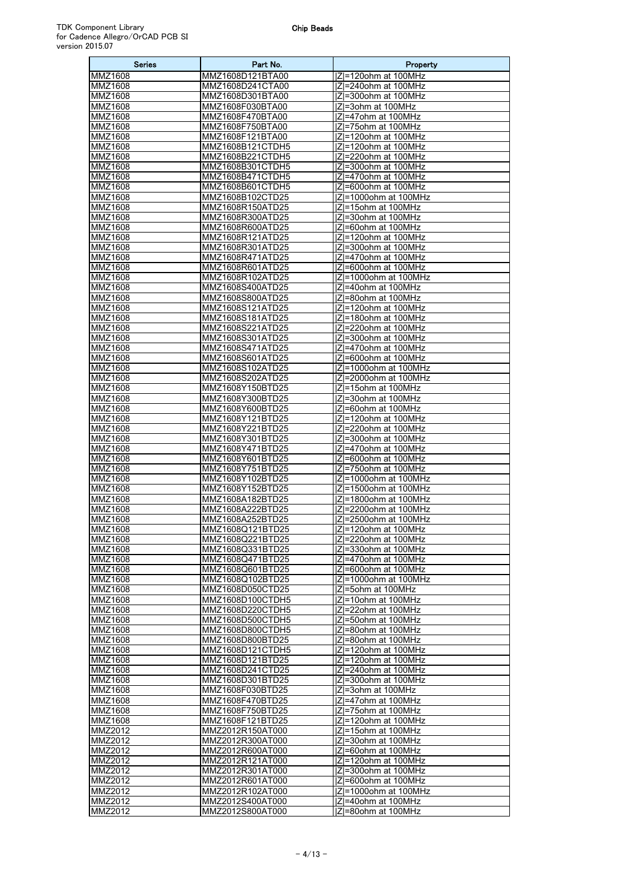| Series | Part No. | Property |
| --- | --- | --- |
| MMZ1608 | MMZ1608D121BTA00 | \|Z\|=120ohm at 100MHz |
| MMZ1608 | MMZ1608D241CTA00 | \|Z\|=240ohm at 100MHz |
| MMZ1608 | MMZ1608D301BTA00 | \|Z\|=300ohm at 100MHz |
| MMZ1608 | MMZ1608F030BTA00 | \|Z\|=3ohm at 100MHz |
| MMZ1608 | MMZ1608F470BTA00 | \|Z\|=47ohm at 100MHz |
| MMZ1608 | MMZ1608F750BTA00 | \|Z\|=75ohm at 100MHz |
| MMZ1608 | MMZ1608F121BTA00 | \|Z\|=120ohm at 100MHz |
| MMZ1608 | MMZ1608B121CTDH5 | \|Z\|=120ohm at 100MHz |
| MMZ1608 | MMZ1608B221CTDH5 | \|Z\|=220ohm at 100MHz |
| MMZ1608 | MMZ1608B301CTDH5 | \|Z\|=300ohm at 100MHz |
| MMZ1608 | MMZ1608B471CTDH5 | \|Z\|=470ohm at 100MHz |
| MMZ1608 | MMZ1608B601CTDH5 | \|Z\|=600ohm at 100MHz |
| MMZ1608 | MMZ1608B102CTD25 | \|Z\|=1000ohm at 100MHz |
| MMZ1608 | MMZ1608R150ATD25 | \|Z\|=15ohm at 100MHz |
| MMZ1608 | MMZ1608R300ATD25 | \|Z\|=30ohm at 100MHz |
| MMZ1608 | MMZ1608R600ATD25 | \|Z\|=60ohm at 100MHz |
| MMZ1608 | MMZ1608R121ATD25 | \|Z\|=120ohm at 100MHz |
| MMZ1608 | MMZ1608R301ATD25 | \|Z\|=300ohm at 100MHz |
| MMZ1608 | MMZ1608R471ATD25 | \|Z\|=470ohm at 100MHz |
| MMZ1608 | MMZ1608R601ATD25 | \|Z\|=600ohm at 100MHz |
| MMZ1608 | MMZ1608R102ATD25 | \|Z\|=1000ohm at 100MHz |
| MMZ1608 | MMZ1608S400ATD25 | \|Z\|=40ohm at 100MHz |
| MMZ1608 | MMZ1608S800ATD25 | \|Z\|=80ohm at 100MHz |
| MMZ1608 | MMZ1608S121ATD25 | \|Z\|=120ohm at 100MHz |
| MMZ1608 | MMZ1608S181ATD25 | \|Z\|=180ohm at 100MHz |
| MMZ1608 | MMZ1608S221ATD25 | \|Z\|=220ohm at 100MHz |
| MMZ1608 | MMZ1608S301ATD25 | \|Z\|=300ohm at 100MHz |
| MMZ1608 | MMZ1608S471ATD25 | \|Z\|=470ohm at 100MHz |
| MMZ1608 | MMZ1608S601ATD25 | \|Z\|=600ohm at 100MHz |
| MMZ1608 | MMZ1608S102ATD25 | \|Z\|=1000ohm at 100MHz |
| MMZ1608 | MMZ1608S202ATD25 | \|Z\|=2000ohm at 100MHz |
| MMZ1608 | MMZ1608Y150BTD25 | \|Z\|=15ohm at 100MHz |
| MMZ1608 | MMZ1608Y300BTD25 | \|Z\|=30ohm at 100MHz |
| MMZ1608 | MMZ1608Y600BTD25 | \|Z\|=60ohm at 100MHz |
| MMZ1608 | MMZ1608Y121BTD25 | \|Z\|=120ohm at 100MHz |
| MMZ1608 | MMZ1608Y221BTD25 | \|Z\|=220ohm at 100MHz |
| MMZ1608 | MMZ1608Y301BTD25 | \|Z\|=300ohm at 100MHz |
| MMZ1608 | MMZ1608Y471BTD25 | \|Z\|=470ohm at 100MHz |
| MMZ1608 | MMZ1608Y601BTD25 | \|Z\|=600ohm at 100MHz |
| MMZ1608 | MMZ1608Y751BTD25 | \|Z\|=750ohm at 100MHz |
| MMZ1608 | MMZ1608Y102BTD25 | \|Z\|=1000ohm at 100MHz |
| MMZ1608 | MMZ1608Y152BTD25 | \|Z\|=1500ohm at 100MHz |
| MMZ1608 | MMZ1608A182BTD25 | \|Z\|=1800ohm at 100MHz |
| MMZ1608 | MMZ1608A222BTD25 | \|Z\|=2200ohm at 100MHz |
| MMZ1608 | MMZ1608A252BTD25 | \|Z\|=2500ohm at 100MHz |
| MMZ1608 | MMZ1608Q121BTD25 | \|Z\|=120ohm at 100MHz |
| MMZ1608 | MMZ1608Q221BTD25 | \|Z\|=220ohm at 100MHz |
| MMZ1608 | MMZ1608Q331BTD25 | \|Z\|=330ohm at 100MHz |
| MMZ1608 | MMZ1608Q471BTD25 | \|Z\|=470ohm at 100MHz |
| MMZ1608 | MMZ1608Q601BTD25 | \|Z\|=600ohm at 100MHz |
| MMZ1608 | MMZ1608Q102BTD25 | \|Z\|=1000ohm at 100MHz |
| MMZ1608 | MMZ1608D050CTD25 | \|Z\|=5ohm at 100MHz |
| MMZ1608 | MMZ1608D100CTDH5 | \|Z\|=10ohm at 100MHz |
| MMZ1608 | MMZ1608D220CTDH5 | \|Z\|=22ohm at 100MHz |
| MMZ1608 | MMZ1608D500CTDH5 | \|Z\|=50ohm at 100MHz |
| MMZ1608 | MMZ1608D800CTDH5 | \|Z\|=80ohm at 100MHz |
| MMZ1608 | MMZ1608D800BTD25 | \|Z\|=80ohm at 100MHz |
| MMZ1608 | MMZ1608D121CTDH5 | \|Z\|=120ohm at 100MHz |
| MMZ1608 | MMZ1608D121BTD25 | \|Z\|=120ohm at 100MHz |
| MMZ1608 | MMZ1608D241CTD25 | \|Z\|=240ohm at 100MHz |
| MMZ1608 | MMZ1608D301BTD25 | \|Z\|=300ohm at 100MHz |
| MMZ1608 | MMZ1608F030BTD25 | \|Z\|=3ohm at 100MHz |
| MMZ1608 | MMZ1608F470BTD25 | \|Z\|=47ohm at 100MHz |
| MMZ1608 | MMZ1608F750BTD25 | \|Z\|=75ohm at 100MHz |
| MMZ1608 | MMZ1608F121BTD25 | \|Z\|=120ohm at 100MHz |
| MMZ2012 | MMZ2012R150AT000 | \|Z\|=15ohm at 100MHz |
| MMZ2012 | MMZ2012R300AT000 | \|Z\|=30ohm at 100MHz |
| MMZ2012 | MMZ2012R600AT000 | \|Z\|=60ohm at 100MHz |
| MMZ2012 | MMZ2012R121AT000 | \|Z\|=120ohm at 100MHz |
| MMZ2012 | MMZ2012R301AT000 | \|Z\|=300ohm at 100MHz |
| MMZ2012 | MMZ2012R601AT000 | \|Z\|=600ohm at 100MHz |
| MMZ2012 | MMZ2012R102AT000 | \|Z\|=1000ohm at 100MHz |
| MMZ2012 | MMZ2012S400AT000 | \|Z\|=40ohm at 100MHz |
| MMZ2012 | MMZ2012S800AT000 | \|Z\|=80ohm at 100MHz |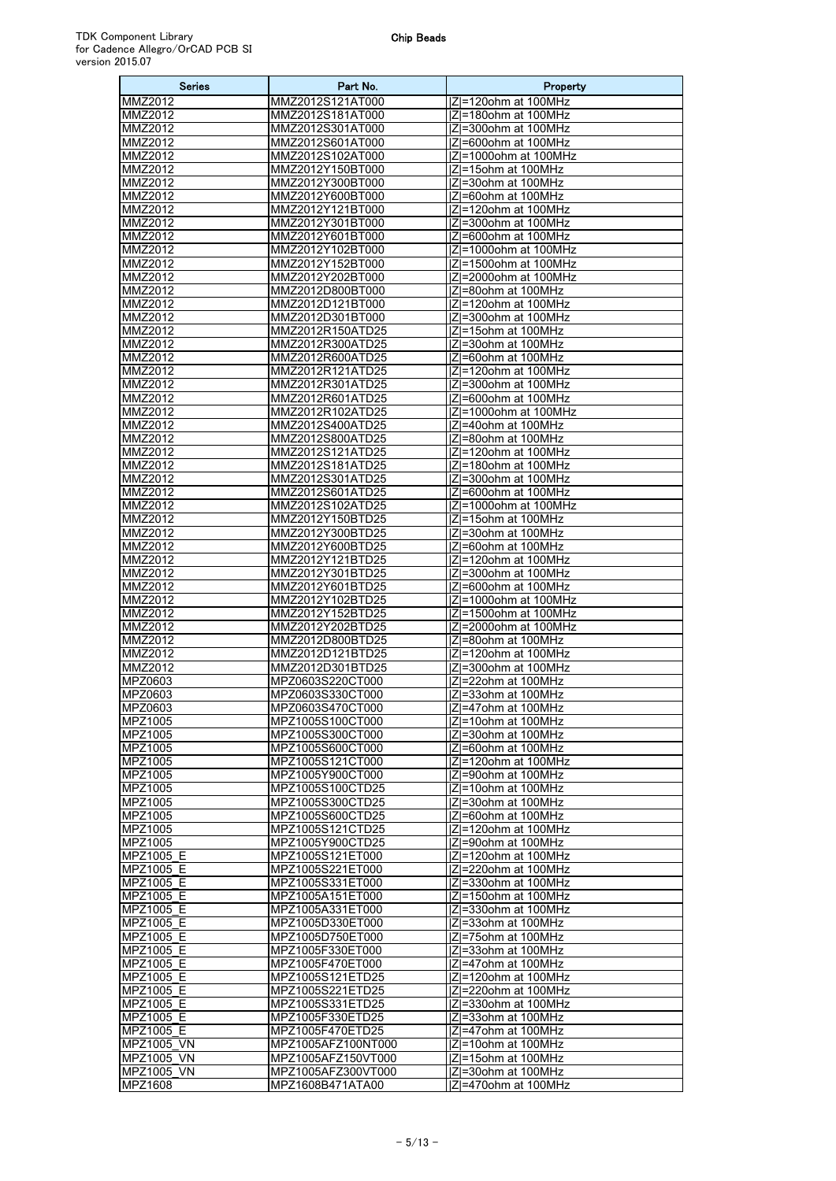| Series | Part No. | Property |
| --- | --- | --- |
| MMZ2012 | MMZ2012S121AT000 | \|Z\|=120ohm at 100MHz |
| MMZ2012 | MMZ2012S181AT000 | \|Z\|=180ohm at 100MHz |
| MMZ2012 | MMZ2012S301AT000 | \|Z\|=300ohm at 100MHz |
| MMZ2012 | MMZ2012S601AT000 | \|Z\|=600ohm at 100MHz |
| MMZ2012 | MMZ2012S102AT000 | \|Z\|=1000ohm at 100MHz |
| MMZ2012 | MMZ2012Y150BT000 | \|Z\|=15ohm at 100MHz |
| MMZ2012 | MMZ2012Y300BT000 | \|Z\|=30ohm at 100MHz |
| MMZ2012 | MMZ2012Y600BT000 | \|Z\|=60ohm at 100MHz |
| MMZ2012 | MMZ2012Y121BT000 | \|Z\|=120ohm at 100MHz |
| MMZ2012 | MMZ2012Y301BT000 | \|Z\|=300ohm at 100MHz |
| MMZ2012 | MMZ2012Y601BT000 | \|Z\|=600ohm at 100MHz |
| MMZ2012 | MMZ2012Y102BT000 | \|Z\|=1000ohm at 100MHz |
| MMZ2012 | MMZ2012Y152BT000 | \|Z\|=1500ohm at 100MHz |
| MMZ2012 | MMZ2012Y202BT000 | \|Z\|=2000ohm at 100MHz |
| MMZ2012 | MMZ2012D800BT000 | \|Z\|=80ohm at 100MHz |
| MMZ2012 | MMZ2012D121BT000 | \|Z\|=120ohm at 100MHz |
| MMZ2012 | MMZ2012D301BT000 | \|Z\|=300ohm at 100MHz |
| MMZ2012 | MMZ2012R150ATD25 | \|Z\|=15ohm at 100MHz |
| MMZ2012 | MMZ2012R300ATD25 | \|Z\|=30ohm at 100MHz |
| MMZ2012 | MMZ2012R600ATD25 | \|Z\|=60ohm at 100MHz |
| MMZ2012 | MMZ2012R121ATD25 | \|Z\|=120ohm at 100MHz |
| MMZ2012 | MMZ2012R301ATD25 | \|Z\|=300ohm at 100MHz |
| MMZ2012 | MMZ2012R601ATD25 | \|Z\|=600ohm at 100MHz |
| MMZ2012 | MMZ2012R102ATD25 | \|Z\|=1000ohm at 100MHz |
| MMZ2012 | MMZ2012S400ATD25 | \|Z\|=40ohm at 100MHz |
| MMZ2012 | MMZ2012S800ATD25 | \|Z\|=80ohm at 100MHz |
| MMZ2012 | MMZ2012S121ATD25 | \|Z\|=120ohm at 100MHz |
| MMZ2012 | MMZ2012S181ATD25 | \|Z\|=180ohm at 100MHz |
| MMZ2012 | MMZ2012S301ATD25 | \|Z\|=300ohm at 100MHz |
| MMZ2012 | MMZ2012S601ATD25 | \|Z\|=600ohm at 100MHz |
| MMZ2012 | MMZ2012S102ATD25 | \|Z\|=1000ohm at 100MHz |
| MMZ2012 | MMZ2012Y150BTD25 | \|Z\|=15ohm at 100MHz |
| MMZ2012 | MMZ2012Y300BTD25 | \|Z\|=30ohm at 100MHz |
| MMZ2012 | MMZ2012Y600BTD25 | \|Z\|=60ohm at 100MHz |
| MMZ2012 | MMZ2012Y121BTD25 | \|Z\|=120ohm at 100MHz |
| MMZ2012 | MMZ2012Y301BTD25 | \|Z\|=300ohm at 100MHz |
| MMZ2012 | MMZ2012Y601BTD25 | \|Z\|=600ohm at 100MHz |
| MMZ2012 | MMZ2012Y102BTD25 | \|Z\|=1000ohm at 100MHz |
| MMZ2012 | MMZ2012Y152BTD25 | \|Z\|=1500ohm at 100MHz |
| MMZ2012 | MMZ2012Y202BTD25 | \|Z\|=2000ohm at 100MHz |
| MMZ2012 | MMZ2012D800BTD25 | \|Z\|=80ohm at 100MHz |
| MMZ2012 | MMZ2012D121BTD25 | \|Z\|=120ohm at 100MHz |
| MMZ2012 | MMZ2012D301BTD25 | \|Z\|=300ohm at 100MHz |
| MPZ0603 | MPZ0603S220CT000 | \|Z\|=22ohm at 100MHz |
| MPZ0603 | MPZ0603S330CT000 | \|Z\|=33ohm at 100MHz |
| MPZ0603 | MPZ0603S470CT000 | \|Z\|=47ohm at 100MHz |
| MPZ1005 | MPZ1005S100CT000 | \|Z\|=10ohm at 100MHz |
| MPZ1005 | MPZ1005S300CT000 | \|Z\|=30ohm at 100MHz |
| MPZ1005 | MPZ1005S600CT000 | \|Z\|=60ohm at 100MHz |
| MPZ1005 | MPZ1005S121CT000 | \|Z\|=120ohm at 100MHz |
| MPZ1005 | MPZ1005Y900CT000 | \|Z\|=90ohm at 100MHz |
| MPZ1005 | MPZ1005S100CTD25 | \|Z\|=10ohm at 100MHz |
| MPZ1005 | MPZ1005S300CTD25 | \|Z\|=30ohm at 100MHz |
| MPZ1005 | MPZ1005S600CTD25 | \|Z\|=60ohm at 100MHz |
| MPZ1005 | MPZ1005S121CTD25 | \|Z\|=120ohm at 100MHz |
| MPZ1005 | MPZ1005Y900CTD25 | \|Z\|=90ohm at 100MHz |
| MPZ1005_E | MPZ1005S121ET000 | \|Z\|=120ohm at 100MHz |
| MPZ1005_E | MPZ1005S221ET000 | \|Z\|=220ohm at 100MHz |
| MPZ1005_E | MPZ1005S331ET000 | \|Z\|=330ohm at 100MHz |
| MPZ1005_E | MPZ1005A151ET000 | \|Z\|=150ohm at 100MHz |
| MPZ1005_E | MPZ1005A331ET000 | \|Z\|=330ohm at 100MHz |
| MPZ1005_E | MPZ1005D330ET000 | \|Z\|=33ohm at 100MHz |
| MPZ1005_E | MPZ1005D750ET000 | \|Z\|=75ohm at 100MHz |
| MPZ1005_E | MPZ1005F330ET000 | \|Z\|=33ohm at 100MHz |
| MPZ1005_E | MPZ1005F470ET000 | \|Z\|=47ohm at 100MHz |
| MPZ1005_E | MPZ1005S121ETD25 | \|Z\|=120ohm at 100MHz |
| MPZ1005_E | MPZ1005S221ETD25 | \|Z\|=220ohm at 100MHz |
| MPZ1005_E | MPZ1005S331ETD25 | \|Z\|=330ohm at 100MHz |
| MPZ1005_E | MPZ1005F330ETD25 | \|Z\|=33ohm at 100MHz |
| MPZ1005_E | MPZ1005F470ETD25 | \|Z\|=47ohm at 100MHz |
| MPZ1005_VN | MPZ1005AFZ100NT000 | \|Z\|=10ohm at 100MHz |
| MPZ1005_VN | MPZ1005AFZ150VT000 | \|Z\|=15ohm at 100MHz |
| MPZ1005_VN | MPZ1005AFZ300VT000 | \|Z\|=30ohm at 100MHz |
| MPZ1608 | MPZ1608B471ATA00 | \|Z\|=470ohm at 100MHz |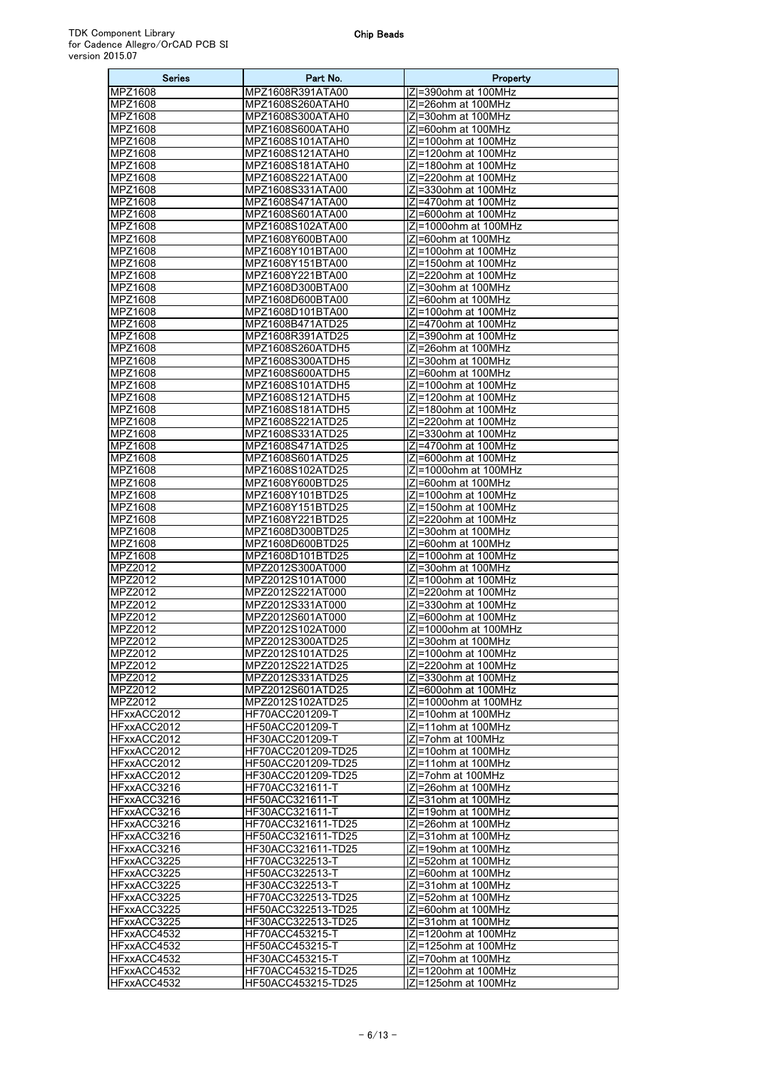| Series | Part No. | Property |
|---|---|---|
| MPZ1608 | MPZ1608R391ATA00 | \|Z\|=390ohm at 100MHz |
| MPZ1608 | MPZ1608S260ATAH0 | \|Z\|=26ohm at 100MHz |
| MPZ1608 | MPZ1608S300ATAH0 | \|Z\|=30ohm at 100MHz |
| MPZ1608 | MPZ1608S600ATAH0 | \|Z\|=60ohm at 100MHz |
| MPZ1608 | MPZ1608S101ATAH0 | \|Z\|=100ohm at 100MHz |
| MPZ1608 | MPZ1608S121ATAH0 | \|Z\|=120ohm at 100MHz |
| MPZ1608 | MPZ1608S181ATAH0 | \|Z\|=180ohm at 100MHz |
| MPZ1608 | MPZ1608S221ATA00 | \|Z\|=220ohm at 100MHz |
| MPZ1608 | MPZ1608S331ATA00 | \|Z\|=330ohm at 100MHz |
| MPZ1608 | MPZ1608S471ATA00 | \|Z\|=470ohm at 100MHz |
| MPZ1608 | MPZ1608S601ATA00 | \|Z\|=600ohm at 100MHz |
| MPZ1608 | MPZ1608S102ATA00 | \|Z\|=1000ohm at 100MHz |
| MPZ1608 | MPZ1608Y600BTA00 | \|Z\|=60ohm at 100MHz |
| MPZ1608 | MPZ1608Y101BTA00 | \|Z\|=100ohm at 100MHz |
| MPZ1608 | MPZ1608Y151BTA00 | \|Z\|=150ohm at 100MHz |
| MPZ1608 | MPZ1608Y221BTA00 | \|Z\|=220ohm at 100MHz |
| MPZ1608 | MPZ1608D300BTA00 | \|Z\|=30ohm at 100MHz |
| MPZ1608 | MPZ1608D600BTA00 | \|Z\|=60ohm at 100MHz |
| MPZ1608 | MPZ1608D101BTA00 | \|Z\|=100ohm at 100MHz |
| MPZ1608 | MPZ1608B471ATD25 | \|Z\|=470ohm at 100MHz |
| MPZ1608 | MPZ1608R391ATD25 | \|Z\|=390ohm at 100MHz |
| MPZ1608 | MPZ1608S260ATDH5 | \|Z\|=26ohm at 100MHz |
| MPZ1608 | MPZ1608S300ATDH5 | \|Z\|=30ohm at 100MHz |
| MPZ1608 | MPZ1608S600ATDH5 | \|Z\|=60ohm at 100MHz |
| MPZ1608 | MPZ1608S101ATDH5 | \|Z\|=100ohm at 100MHz |
| MPZ1608 | MPZ1608S121ATDH5 | \|Z\|=120ohm at 100MHz |
| MPZ1608 | MPZ1608S181ATDH5 | \|Z\|=180ohm at 100MHz |
| MPZ1608 | MPZ1608S221ATD25 | \|Z\|=220ohm at 100MHz |
| MPZ1608 | MPZ1608S331ATD25 | \|Z\|=330ohm at 100MHz |
| MPZ1608 | MPZ1608S471ATD25 | \|Z\|=470ohm at 100MHz |
| MPZ1608 | MPZ1608S601ATD25 | \|Z\|=600ohm at 100MHz |
| MPZ1608 | MPZ1608S102ATD25 | \|Z\|=1000ohm at 100MHz |
| MPZ1608 | MPZ1608Y600BTD25 | \|Z\|=60ohm at 100MHz |
| MPZ1608 | MPZ1608Y101BTD25 | \|Z\|=100ohm at 100MHz |
| MPZ1608 | MPZ1608Y151BTD25 | \|Z\|=150ohm at 100MHz |
| MPZ1608 | MPZ1608Y221BTD25 | \|Z\|=220ohm at 100MHz |
| MPZ1608 | MPZ1608D300BTD25 | \|Z\|=30ohm at 100MHz |
| MPZ1608 | MPZ1608D600BTD25 | \|Z\|=60ohm at 100MHz |
| MPZ1608 | MPZ1608D101BTD25 | \|Z\|=100ohm at 100MHz |
| MPZ2012 | MPZ2012S300AT000 | \|Z\|=30ohm at 100MHz |
| MPZ2012 | MPZ2012S101AT000 | \|Z\|=100ohm at 100MHz |
| MPZ2012 | MPZ2012S221AT000 | \|Z\|=220ohm at 100MHz |
| MPZ2012 | MPZ2012S331AT000 | \|Z\|=330ohm at 100MHz |
| MPZ2012 | MPZ2012S601AT000 | \|Z\|=600ohm at 100MHz |
| MPZ2012 | MPZ2012S102AT000 | \|Z\|=1000ohm at 100MHz |
| MPZ2012 | MPZ2012S300ATD25 | \|Z\|=30ohm at 100MHz |
| MPZ2012 | MPZ2012S101ATD25 | \|Z\|=100ohm at 100MHz |
| MPZ2012 | MPZ2012S221ATD25 | \|Z\|=220ohm at 100MHz |
| MPZ2012 | MPZ2012S331ATD25 | \|Z\|=330ohm at 100MHz |
| MPZ2012 | MPZ2012S601ATD25 | \|Z\|=600ohm at 100MHz |
| MPZ2012 | MPZ2012S102ATD25 | \|Z\|=1000ohm at 100MHz |
| HFxxACC2012 | HF70ACC201209-T | \|Z\|=10ohm at 100MHz |
| HFxxACC2012 | HF50ACC201209-T | \|Z\|=11ohm at 100MHz |
| HFxxACC2012 | HF30ACC201209-T | \|Z\|=7ohm at 100MHz |
| HFxxACC2012 | HF70ACC201209-TD25 | \|Z\|=10ohm at 100MHz |
| HFxxACC2012 | HF50ACC201209-TD25 | \|Z\|=11ohm at 100MHz |
| HFxxACC2012 | HF30ACC201209-TD25 | \|Z\|=7ohm at 100MHz |
| HFxxACC3216 | HF70ACC321611-T | \|Z\|=26ohm at 100MHz |
| HFxxACC3216 | HF50ACC321611-T | \|Z\|=31ohm at 100MHz |
| HFxxACC3216 | HF30ACC321611-T | \|Z\|=19ohm at 100MHz |
| HFxxACC3216 | HF70ACC321611-TD25 | \|Z\|=26ohm at 100MHz |
| HFxxACC3216 | HF50ACC321611-TD25 | \|Z\|=31ohm at 100MHz |
| HFxxACC3216 | HF30ACC321611-TD25 | \|Z\|=19ohm at 100MHz |
| HFxxACC3225 | HF70ACC322513-T | \|Z\|=52ohm at 100MHz |
| HFxxACC3225 | HF50ACC322513-T | \|Z\|=60ohm at 100MHz |
| HFxxACC3225 | HF30ACC322513-T | \|Z\|=31ohm at 100MHz |
| HFxxACC3225 | HF70ACC322513-TD25 | \|Z\|=52ohm at 100MHz |
| HFxxACC3225 | HF50ACC322513-TD25 | \|Z\|=60ohm at 100MHz |
| HFxxACC3225 | HF30ACC322513-TD25 | \|Z\|=31ohm at 100MHz |
| HFxxACC4532 | HF70ACC453215-T | \|Z\|=120ohm at 100MHz |
| HFxxACC4532 | HF50ACC453215-T | \|Z\|=125ohm at 100MHz |
| HFxxACC4532 | HF30ACC453215-T | \|Z\|=70ohm at 100MHz |
| HFxxACC4532 | HF70ACC453215-TD25 | \|Z\|=120ohm at 100MHz |
| HFxxACC4532 | HF50ACC453215-TD25 | \|Z\|=125ohm at 100MHz |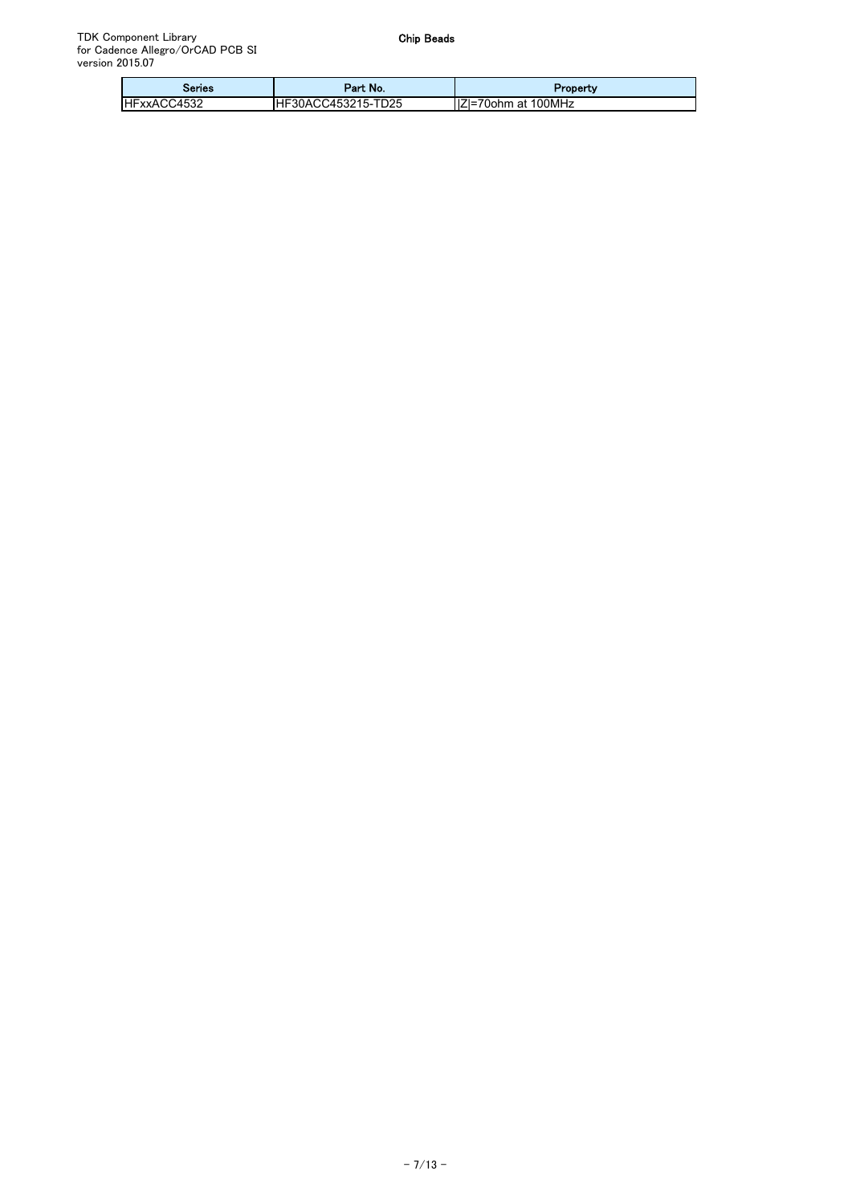# Chip Beads

| Series | Part No. | Property |
| --- | --- | --- |
| HFxxACC4532 | HF30ACC453215-TD25 | \|Z\|=70ohm at 100MHz |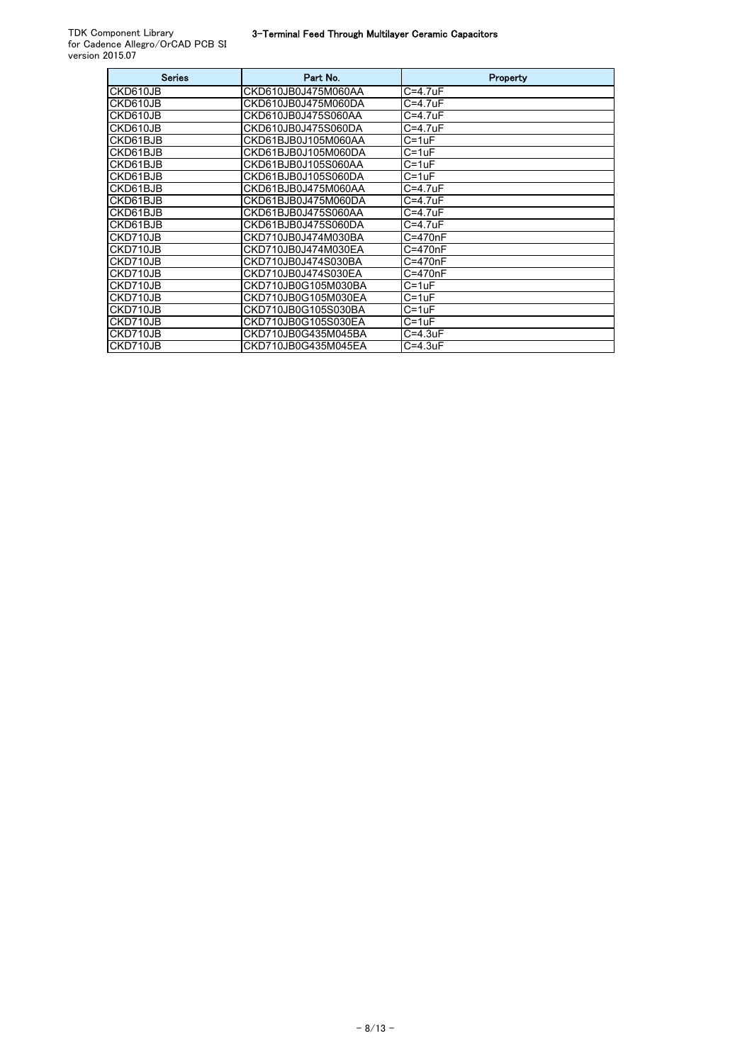TDK Component Library
for Cadence Allegro/OrCAD PCB SI
version 2015.07

## 3-Terminal Feed Through Multilayer Ceramic Capacitors

| Series | Part No. | Property |
|---|---|---|
| CKD610JB | CKD610JB0J475M060AA | C=4.7uF |
| CKD610JB | CKD610JB0J475M060DA | C=4.7uF |
| CKD610JB | CKD610JB0J475S060AA | C=4.7uF |
| CKD610JB | CKD610JB0J475S060DA | C=4.7uF |
| CKD61BJB | CKD61BJB0J105M060AA | C=1uF |
| CKD61BJB | CKD61BJB0J105M060DA | C=1uF |
| CKD61BJB | CKD61BJB0J105S060AA | C=1uF |
| CKD61BJB | CKD61BJB0J105S060DA | C=1uF |
| CKD61BJB | CKD61BJB0J475M060AA | C=4.7uF |
| CKD61BJB | CKD61BJB0J475M060DA | C=4.7uF |
| CKD61BJB | CKD61BJB0J475S060AA | C=4.7uF |
| CKD61BJB | CKD61BJB0J475S060DA | C=4.7uF |
| CKD710JB | CKD710JB0J474M030BA | C=470nF |
| CKD710JB | CKD710JB0J474M030EA | C=470nF |
| CKD710JB | CKD710JB0J474S030BA | C=470nF |
| CKD710JB | CKD710JB0J474S030EA | C=470nF |
| CKD710JB | CKD710JB0G105M030BA | C=1uF |
| CKD710JB | CKD710JB0G105M030EA | C=1uF |
| CKD710JB | CKD710JB0G105S030BA | C=1uF |
| CKD710JB | CKD710JB0G105S030EA | C=1uF |
| CKD710JB | CKD710JB0G435M045BA | C=4.3uF |
| CKD710JB | CKD710JB0G435M045EA | C=4.3uF |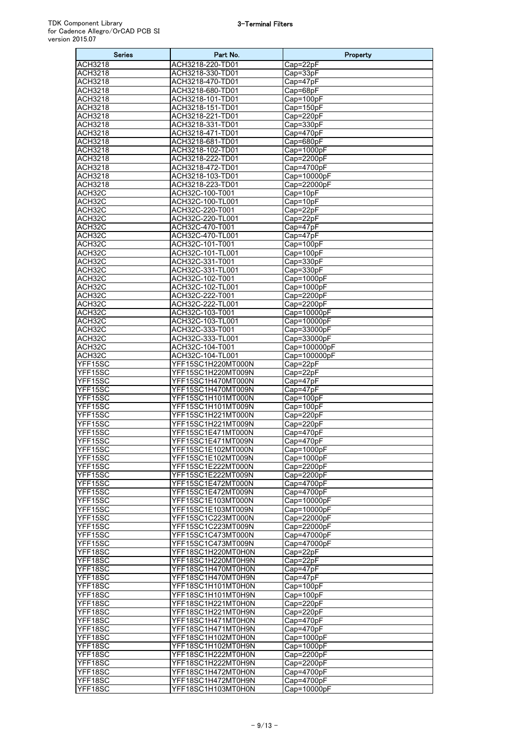## 3-Terminal Filters

| Series | Part No. | Property |
| --- | --- | --- |
| ACH3218 | ACH3218-220-TD01 | Cap=22pF |
| ACH3218 | ACH3218-330-TD01 | Cap=33pF |
| ACH3218 | ACH3218-470-TD01 | Cap=47pF |
| ACH3218 | ACH3218-680-TD01 | Cap=68pF |
| ACH3218 | ACH3218-101-TD01 | Cap=100pF |
| ACH3218 | ACH3218-151-TD01 | Cap=150pF |
| ACH3218 | ACH3218-221-TD01 | Cap=220pF |
| ACH3218 | ACH3218-331-TD01 | Cap=330pF |
| ACH3218 | ACH3218-471-TD01 | Cap=470pF |
| ACH3218 | ACH3218-681-TD01 | Cap=680pF |
| ACH3218 | ACH3218-102-TD01 | Cap=1000pF |
| ACH3218 | ACH3218-222-TD01 | Cap=2200pF |
| ACH3218 | ACH3218-472-TD01 | Cap=4700pF |
| ACH3218 | ACH3218-103-TD01 | Cap=10000pF |
| ACH3218 | ACH3218-223-TD01 | Cap=22000pF |
| ACH32C | ACH32C-100-T001 | Cap=10pF |
| ACH32C | ACH32C-100-TL001 | Cap=10pF |
| ACH32C | ACH32C-220-T001 | Cap=22pF |
| ACH32C | ACH32C-220-TL001 | Cap=22pF |
| ACH32C | ACH32C-470-T001 | Cap=47pF |
| ACH32C | ACH32C-470-TL001 | Cap=47pF |
| ACH32C | ACH32C-101-T001 | Cap=100pF |
| ACH32C | ACH32C-101-TL001 | Cap=100pF |
| ACH32C | ACH32C-331-T001 | Cap=330pF |
| ACH32C | ACH32C-331-TL001 | Cap=330pF |
| ACH32C | ACH32C-102-T001 | Cap=1000pF |
| ACH32C | ACH32C-102-TL001 | Cap=1000pF |
| ACH32C | ACH32C-222-T001 | Cap=2200pF |
| ACH32C | ACH32C-222-TL001 | Cap=2200pF |
| ACH32C | ACH32C-103-T001 | Cap=10000pF |
| ACH32C | ACH32C-103-TL001 | Cap=10000pF |
| ACH32C | ACH32C-333-T001 | Cap=33000pF |
| ACH32C | ACH32C-333-TL001 | Cap=33000pF |
| ACH32C | ACH32C-104-T001 | Cap=100000pF |
| ACH32C | ACH32C-104-TL001 | Cap=100000pF |
| YFF15SC | YFF15SC1H220MT000N | Cap=22pF |
| YFF15SC | YFF15SC1H220MT009N | Cap=22pF |
| YFF15SC | YFF15SC1H470MT000N | Cap=47pF |
| YFF15SC | YFF15SC1H470MT009N | Cap=47pF |
| YFF15SC | YFF15SC1H101MT000N | Cap=100pF |
| YFF15SC | YFF15SC1H101MT009N | Cap=100pF |
| YFF15SC | YFF15SC1H221MT000N | Cap=220pF |
| YFF15SC | YFF15SC1H221MT009N | Cap=220pF |
| YFF15SC | YFF15SC1E471MT000N | Cap=470pF |
| YFF15SC | YFF15SC1E471MT009N | Cap=470pF |
| YFF15SC | YFF15SC1E102MT000N | Cap=1000pF |
| YFF15SC | YFF15SC1E102MT009N | Cap=1000pF |
| YFF15SC | YFF15SC1E222MT000N | Cap=2200pF |
| YFF15SC | YFF15SC1E222MT009N | Cap=2200pF |
| YFF15SC | YFF15SC1E472MT000N | Cap=4700pF |
| YFF15SC | YFF15SC1E472MT009N | Cap=4700pF |
| YFF15SC | YFF15SC1E103MT000N | Cap=10000pF |
| YFF15SC | YFF15SC1E103MT009N | Cap=10000pF |
| YFF15SC | YFF15SC1C223MT000N | Cap=22000pF |
| YFF15SC | YFF15SC1C223MT009N | Cap=22000pF |
| YFF15SC | YFF15SC1C473MT000N | Cap=47000pF |
| YFF15SC | YFF15SC1C473MT009N | Cap=47000pF |
| YFF18SC | YFF18SC1H220MT0H0N | Cap=22pF |
| YFF18SC | YFF18SC1H220MT0H9N | Cap=22pF |
| YFF18SC | YFF18SC1H470MT0H0N | Cap=47pF |
| YFF18SC | YFF18SC1H470MT0H9N | Cap=47pF |
| YFF18SC | YFF18SC1H101MT0H0N | Cap=100pF |
| YFF18SC | YFF18SC1H101MT0H9N | Cap=100pF |
| YFF18SC | YFF18SC1H221MT0H0N | Cap=220pF |
| YFF18SC | YFF18SC1H221MT0H9N | Cap=220pF |
| YFF18SC | YFF18SC1H471MT0H0N | Cap=470pF |
| YFF18SC | YFF18SC1H471MT0H9N | Cap=470pF |
| YFF18SC | YFF18SC1H102MT0H0N | Cap=1000pF |
| YFF18SC | YFF18SC1H102MT0H9N | Cap=1000pF |
| YFF18SC | YFF18SC1H222MT0H0N | Cap=2200pF |
| YFF18SC | YFF18SC1H222MT0H9N | Cap=2200pF |
| YFF18SC | YFF18SC1H472MT0H0N | Cap=4700pF |
| YFF18SC | YFF18SC1H472MT0H9N | Cap=4700pF |
| YFF18SC | YFF18SC1H103MT0H0N | Cap=10000pF |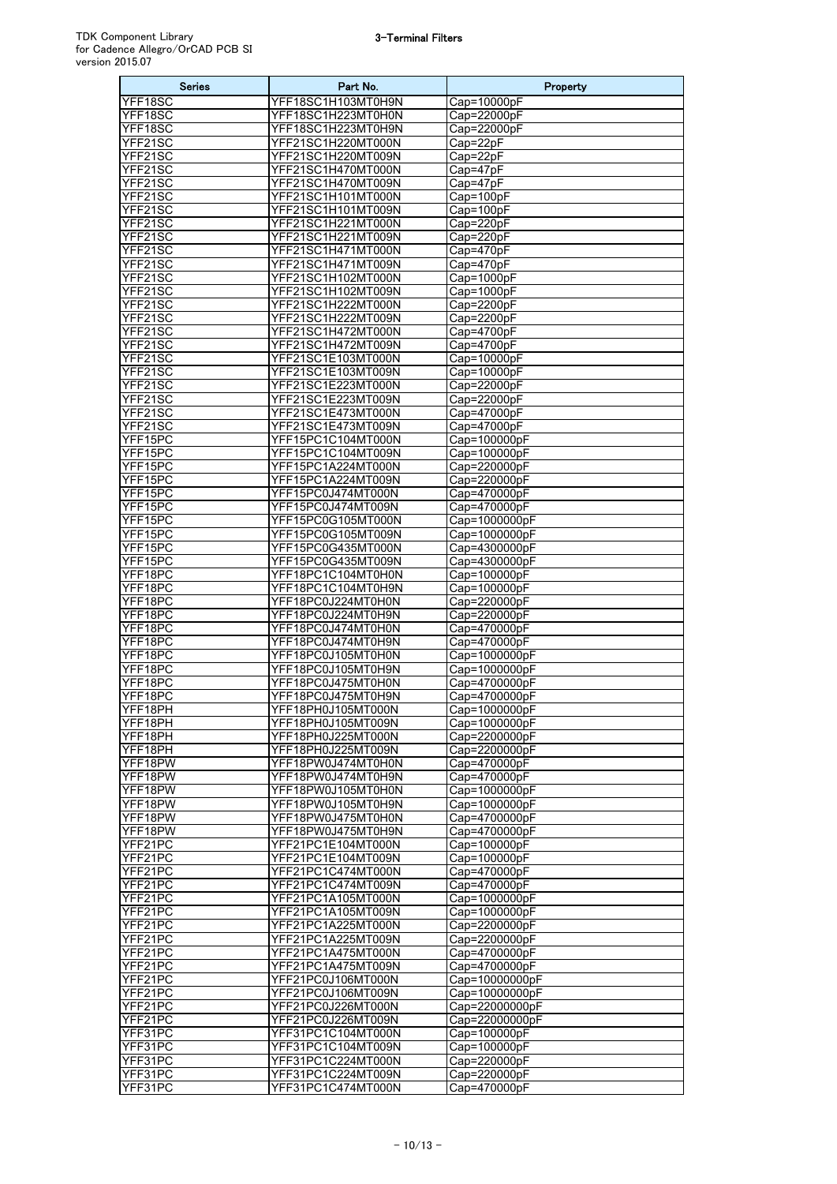| Series | Part No. | Property |
|---|---|---|
| YFF18SC | YFF18SC1H103MT0H9N | Cap=10000pF |
| YFF18SC | YFF18SC1H223MT0H0N | Cap=22000pF |
| YFF18SC | YFF18SC1H223MT0H9N | Cap=22000pF |
| YFF21SC | YFF21SC1H220MT000N | Cap=22pF |
| YFF21SC | YFF21SC1H220MT009N | Cap=22pF |
| YFF21SC | YFF21SC1H470MT000N | Cap=47pF |
| YFF21SC | YFF21SC1H470MT009N | Cap=47pF |
| YFF21SC | YFF21SC1H101MT000N | Cap=100pF |
| YFF21SC | YFF21SC1H101MT009N | Cap=100pF |
| YFF21SC | YFF21SC1H221MT000N | Cap=220pF |
| YFF21SC | YFF21SC1H221MT009N | Cap=220pF |
| YFF21SC | YFF21SC1H471MT000N | Cap=470pF |
| YFF21SC | YFF21SC1H471MT009N | Cap=470pF |
| YFF21SC | YFF21SC1H102MT000N | Cap=1000pF |
| YFF21SC | YFF21SC1H102MT009N | Cap=1000pF |
| YFF21SC | YFF21SC1H222MT000N | Cap=2200pF |
| YFF21SC | YFF21SC1H222MT009N | Cap=2200pF |
| YFF21SC | YFF21SC1H472MT000N | Cap=4700pF |
| YFF21SC | YFF21SC1H472MT009N | Cap=4700pF |
| YFF21SC | YFF21SC1E103MT000N | Cap=10000pF |
| YFF21SC | YFF21SC1E103MT009N | Cap=10000pF |
| YFF21SC | YFF21SC1E223MT000N | Cap=22000pF |
| YFF21SC | YFF21SC1E223MT009N | Cap=22000pF |
| YFF21SC | YFF21SC1E473MT000N | Cap=47000pF |
| YFF21SC | YFF21SC1E473MT009N | Cap=47000pF |
| YFF15PC | YFF15PC1C104MT000N | Cap=100000pF |
| YFF15PC | YFF15PC1C104MT009N | Cap=100000pF |
| YFF15PC | YFF15PC1A224MT000N | Cap=220000pF |
| YFF15PC | YFF15PC1A224MT009N | Cap=220000pF |
| YFF15PC | YFF15PC0J474MT000N | Cap=470000pF |
| YFF15PC | YFF15PC0J474MT009N | Cap=470000pF |
| YFF15PC | YFF15PC0G105MT000N | Cap=1000000pF |
| YFF15PC | YFF15PC0G105MT009N | Cap=1000000pF |
| YFF15PC | YFF15PC0G435MT000N | Cap=4300000pF |
| YFF15PC | YFF15PC0G435MT009N | Cap=4300000pF |
| YFF18PC | YFF18PC1C104MT0H0N | Cap=100000pF |
| YFF18PC | YFF18PC1C104MT0H9N | Cap=100000pF |
| YFF18PC | YFF18PC0J224MT0H0N | Cap=220000pF |
| YFF18PC | YFF18PC0J224MT0H9N | Cap=220000pF |
| YFF18PC | YFF18PC0J474MT0H0N | Cap=470000pF |
| YFF18PC | YFF18PC0J474MT0H9N | Cap=470000pF |
| YFF18PC | YFF18PC0J105MT0H0N | Cap=1000000pF |
| YFF18PC | YFF18PC0J105MT0H9N | Cap=1000000pF |
| YFF18PC | YFF18PC0J475MT0H0N | Cap=4700000pF |
| YFF18PC | YFF18PC0J475MT0H9N | Cap=4700000pF |
| YFF18PH | YFF18PH0J105MT000N | Cap=1000000pF |
| YFF18PH | YFF18PH0J105MT009N | Cap=1000000pF |
| YFF18PH | YFF18PH0J225MT000N | Cap=2200000pF |
| YFF18PH | YFF18PH0J225MT009N | Cap=2200000pF |
| YFF18PW | YFF18PW0J474MT0H0N | Cap=470000pF |
| YFF18PW | YFF18PW0J474MT0H9N | Cap=470000pF |
| YFF18PW | YFF18PW0J105MT0H0N | Cap=1000000pF |
| YFF18PW | YFF18PW0J105MT0H9N | Cap=1000000pF |
| YFF18PW | YFF18PW0J475MT0H0N | Cap=4700000pF |
| YFF18PW | YFF18PW0J475MT0H9N | Cap=4700000pF |
| YFF21PC | YFF21PC1E104MT000N | Cap=100000pF |
| YFF21PC | YFF21PC1E104MT009N | Cap=100000pF |
| YFF21PC | YFF21PC1C474MT000N | Cap=470000pF |
| YFF21PC | YFF21PC1C474MT009N | Cap=470000pF |
| YFF21PC | YFF21PC1A105MT000N | Cap=1000000pF |
| YFF21PC | YFF21PC1A105MT009N | Cap=1000000pF |
| YFF21PC | YFF21PC1A225MT000N | Cap=2200000pF |
| YFF21PC | YFF21PC1A225MT009N | Cap=2200000pF |
| YFF21PC | YFF21PC1A475MT000N | Cap=4700000pF |
| YFF21PC | YFF21PC1A475MT009N | Cap=4700000pF |
| YFF21PC | YFF21PC0J106MT000N | Cap=10000000pF |
| YFF21PC | YFF21PC0J106MT009N | Cap=10000000pF |
| YFF21PC | YFF21PC0J226MT000N | Cap=22000000pF |
| YFF21PC | YFF21PC0J226MT009N | Cap=22000000pF |
| YFF31PC | YFF31PC1C104MT000N | Cap=100000pF |
| YFF31PC | YFF31PC1C104MT009N | Cap=100000pF |
| YFF31PC | YFF31PC1C224MT000N | Cap=220000pF |
| YFF31PC | YFF31PC1C224MT009N | Cap=220000pF |
| YFF31PC | YFF31PC1C474MT000N | Cap=470000pF |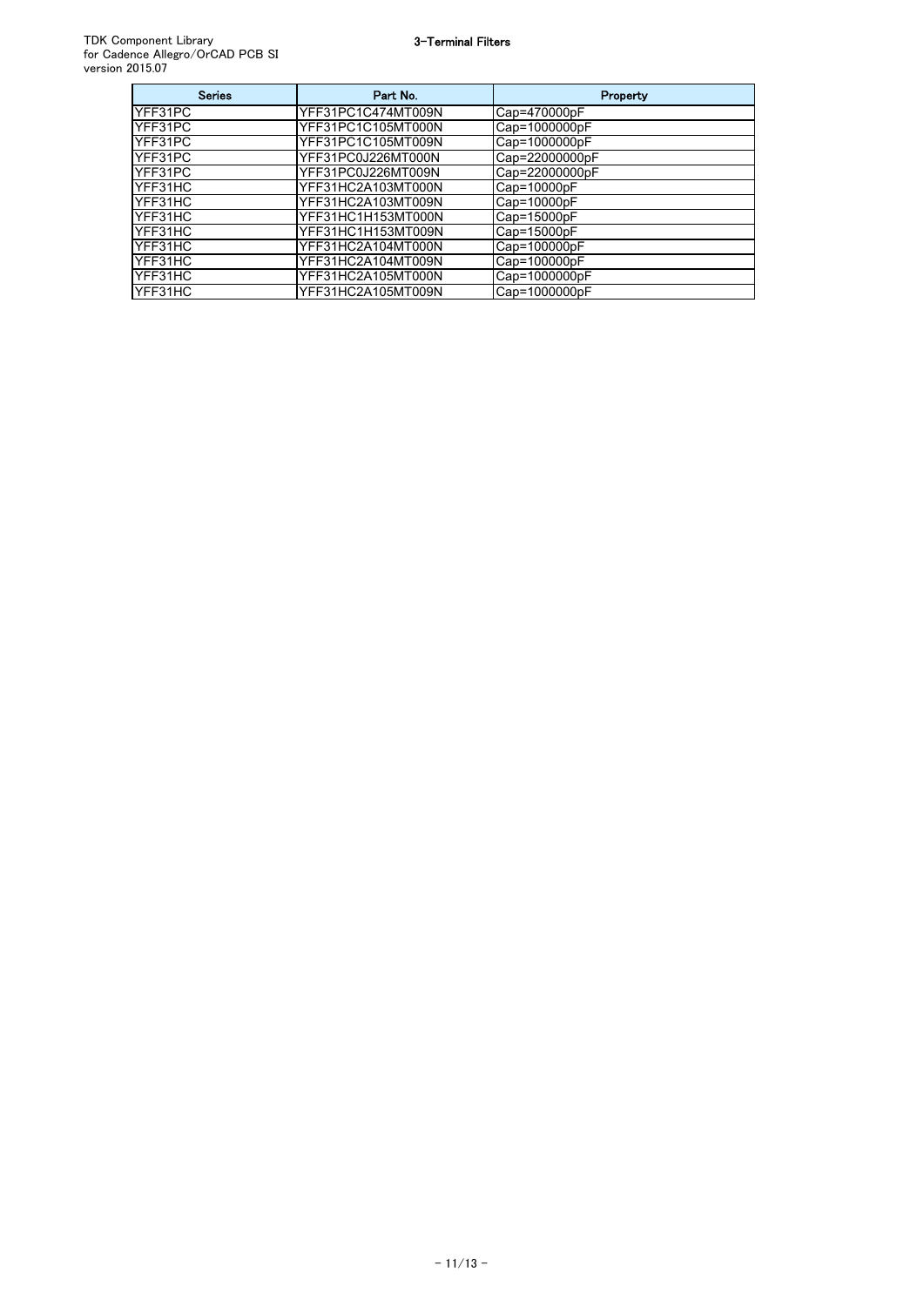# 3-Terminal Filters

| Series | Part No. | Property |
|---|---|---|
| YFF31PC | YFF31PC1C474MT009N | Cap=470000pF |
| YFF31PC | YFF31PC1C105MT000N | Cap=1000000pF |
| YFF31PC | YFF31PC1C105MT009N | Cap=1000000pF |
| YFF31PC | YFF31PC0J226MT000N | Cap=22000000pF |
| YFF31PC | YFF31PC0J226MT009N | Cap=22000000pF |
| YFF31HC | YFF31HC2A103MT000N | Cap=10000pF |
| YFF31HC | YFF31HC2A103MT009N | Cap=10000pF |
| YFF31HC | YFF31HC1H153MT000N | Cap=15000pF |
| YFF31HC | YFF31HC1H153MT009N | Cap=15000pF |
| YFF31HC | YFF31HC2A104MT000N | Cap=100000pF |
| YFF31HC | YFF31HC2A104MT009N | Cap=100000pF |
| YFF31HC | YFF31HC2A105MT000N | Cap=1000000pF |
| YFF31HC | YFF31HC2A105MT009N | Cap=1000000pF |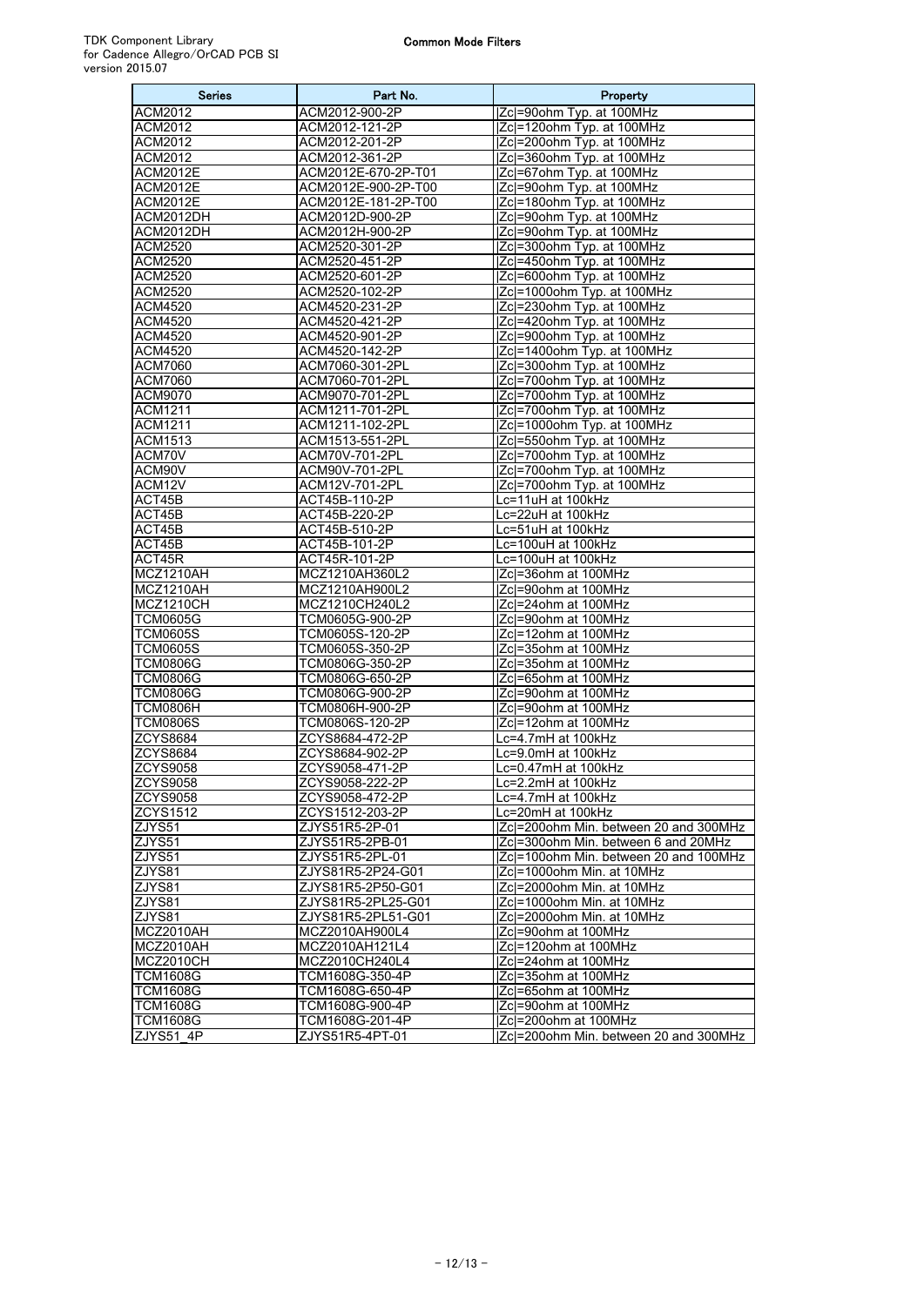## Common Mode Filters

| Series | Part No. | Property |
|---|---|---|
| ACM2012 | ACM2012-900-2P | \|Zc\|=90ohm Typ. at 100MHz |
| ACM2012 | ACM2012-121-2P | \|Zc\|=120ohm Typ. at 100MHz |
| ACM2012 | ACM2012-201-2P | \|Zc\|=200ohm Typ. at 100MHz |
| ACM2012 | ACM2012-361-2P | \|Zc\|=360ohm Typ. at 100MHz |
| ACM2012E | ACM2012E-670-2P-T01 | \|Zc\|=67ohm Typ. at 100MHz |
| ACM2012E | ACM2012E-900-2P-T00 | \|Zc\|=90ohm Typ. at 100MHz |
| ACM2012E | ACM2012E-181-2P-T00 | \|Zc\|=180ohm Typ. at 100MHz |
| ACM2012DH | ACM2012D-900-2P | \|Zc\|=90ohm Typ. at 100MHz |
| ACM2012DH | ACM2012H-900-2P | \|Zc\|=90ohm Typ. at 100MHz |
| ACM2520 | ACM2520-301-2P | \|Zc\|=300ohm Typ. at 100MHz |
| ACM2520 | ACM2520-451-2P | \|Zc\|=450ohm Typ. at 100MHz |
| ACM2520 | ACM2520-601-2P | \|Zc\|=600ohm Typ. at 100MHz |
| ACM2520 | ACM2520-102-2P | \|Zc\|=1000ohm Typ. at 100MHz |
| ACM4520 | ACM4520-231-2P | \|Zc\|=230ohm Typ. at 100MHz |
| ACM4520 | ACM4520-421-2P | \|Zc\|=420ohm Typ. at 100MHz |
| ACM4520 | ACM4520-901-2P | \|Zc\|=900ohm Typ. at 100MHz |
| ACM4520 | ACM4520-142-2P | \|Zc\|=1400ohm Typ. at 100MHz |
| ACM7060 | ACM7060-301-2PL | \|Zc\|=300ohm Typ. at 100MHz |
| ACM7060 | ACM7060-701-2PL | \|Zc\|=700ohm Typ. at 100MHz |
| ACM9070 | ACM9070-701-2PL | \|Zc\|=700ohm Typ. at 100MHz |
| ACM1211 | ACM1211-701-2PL | \|Zc\|=700ohm Typ. at 100MHz |
| ACM1211 | ACM1211-102-2PL | \|Zc\|=1000ohm Typ. at 100MHz |
| ACM1513 | ACM1513-551-2PL | \|Zc\|=550ohm Typ. at 100MHz |
| ACM70V | ACM70V-701-2PL | \|Zc\|=700ohm Typ. at 100MHz |
| ACM90V | ACM90V-701-2PL | \|Zc\|=700ohm Typ. at 100MHz |
| ACM12V | ACM12V-701-2PL | \|Zc\|=700ohm Typ. at 100MHz |
| ACT45B | ACT45B-110-2P | Lc=11uH at 100kHz |
| ACT45B | ACT45B-220-2P | Lc=22uH at 100kHz |
| ACT45B | ACT45B-510-2P | Lc=51uH at 100kHz |
| ACT45B | ACT45B-101-2P | Lc=100uH at 100kHz |
| ACT45R | ACT45R-101-2P | Lc=100uH at 100kHz |
| MCZ1210AH | MCZ1210AH360L2 | \|Zc\|=36ohm at 100MHz |
| MCZ1210AH | MCZ1210AH900L2 | \|Zc\|=90ohm at 100MHz |
| MCZ1210CH | MCZ1210CH240L2 | \|Zc\|=24ohm at 100MHz |
| TCM0605G | TCM0605G-900-2P | \|Zc\|=90ohm at 100MHz |
| TCM0605S | TCM0605S-120-2P | \|Zc\|=12ohm at 100MHz |
| TCM0605S | TCM0605S-350-2P | \|Zc\|=35ohm at 100MHz |
| TCM0806G | TCM0806G-350-2P | \|Zc\|=35ohm at 100MHz |
| TCM0806G | TCM0806G-650-2P | \|Zc\|=65ohm at 100MHz |
| TCM0806G | TCM0806G-900-2P | \|Zc\|=90ohm at 100MHz |
| TCM0806H | TCM0806H-900-2P | \|Zc\|=90ohm at 100MHz |
| TCM0806S | TCM0806S-120-2P | \|Zc\|=12ohm at 100MHz |
| ZCYS8684 | ZCYS8684-472-2P | Lc=4.7mH at 100kHz |
| ZCYS8684 | ZCYS8684-902-2P | Lc=9.0mH at 100kHz |
| ZCYS9058 | ZCYS9058-471-2P | Lc=0.47mH at 100kHz |
| ZCYS9058 | ZCYS9058-222-2P | Lc=2.2mH at 100kHz |
| ZCYS9058 | ZCYS9058-472-2P | Lc=4.7mH at 100kHz |
| ZCYS1512 | ZCYS1512-203-2P | Lc=20mH at 100kHz |
| ZJYS51 | ZJYS51R5-2P-01 | \|Zc\|=200ohm Min. between 20 and 300MHz |
| ZJYS51 | ZJYS51R5-2PB-01 | \|Zc\|=300ohm Min. between 6 and 20MHz |
| ZJYS51 | ZJYS51R5-2PL-01 | \|Zc\|=100ohm Min. between 20 and 100MHz |
| ZJYS81 | ZJYS81R5-2P24-G01 | \|Zc\|=1000ohm Min. at 10MHz |
| ZJYS81 | ZJYS81R5-2P50-G01 | \|Zc\|=2000ohm Min. at 10MHz |
| ZJYS81 | ZJYS81R5-2PL25-G01 | \|Zc\|=1000ohm Min. at 10MHz |
| ZJYS81 | ZJYS81R5-2PL51-G01 | \|Zc\|=2000ohm Min. at 10MHz |
| MCZ2010AH | MCZ2010AH900L4 | \|Zc\|=90ohm at 100MHz |
| MCZ2010AH | MCZ2010AH121L4 | \|Zc\|=120ohm at 100MHz |
| MCZ2010CH | MCZ2010CH240L4 | \|Zc\|=24ohm at 100MHz |
| TCM1608G | TCM1608G-350-4P | \|Zc\|=35ohm at 100MHz |
| TCM1608G | TCM1608G-650-4P | \|Zc\|=65ohm at 100MHz |
| TCM1608G | TCM1608G-900-4P | \|Zc\|=90ohm at 100MHz |
| TCM1608G | TCM1608G-201-4P | \|Zc\|=200ohm at 100MHz |
| ZJYS51_4P | ZJYS51R5-4PT-01 | \|Zc\|=200ohm Min. between 20 and 300MHz |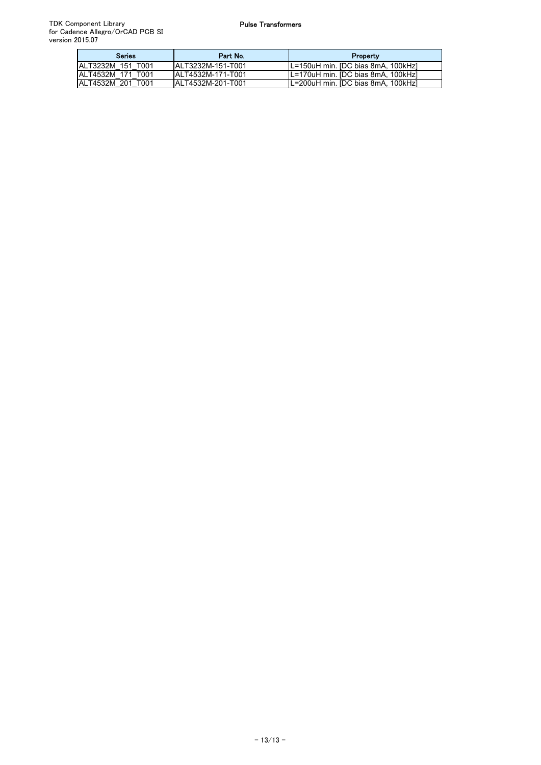| Series | Part No. | Property |
|---|---|---|
| ALT3232M_151_T001 | ALT3232M-151-T001 | L=150uH min. [DC bias 8mA, 100kHz] |
| ALT4532M_171_T001 | ALT4532M-171-T001 | L=170uH min. [DC bias 8mA, 100kHz] |
| ALT4532M_201_T001 | ALT4532M-201-T001 | L=200uH min. [DC bias 8mA, 100kHz] |